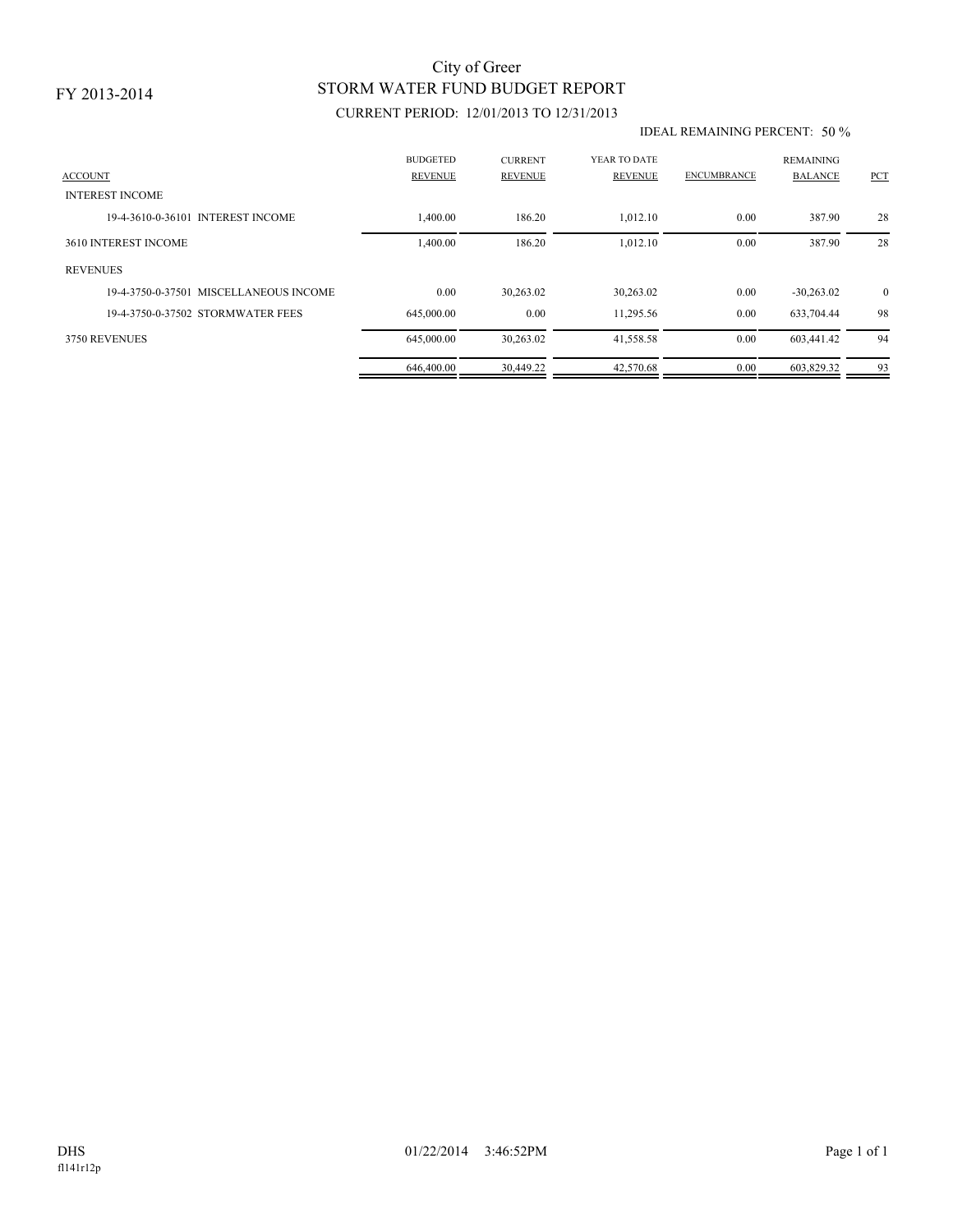FY 2013-2014

# City of Greer
## STORM WATER FUND BUDGET REPORT
### CURRENT PERIOD: 12/01/2013 TO 12/31/2013

IDEAL REMAINING PERCENT: 50 %

| ACCOUNT | BUDGETED REVENUE | CURRENT REVENUE | YEAR TO DATE REVENUE | ENCUMBRANCE | REMAINING BALANCE | PCT |
|---|---|---|---|---|---|---|
| INTEREST INCOME | | | | | | |
| 19-4-3610-0-36101 INTEREST INCOME | 1,400.00 | 186.20 | 1,012.10 | 0.00 | 387.90 | 28 |
| 3610 INTEREST INCOME | 1,400.00 | 186.20 | 1,012.10 | 0.00 | 387.90 | 28 |
| REVENUES | | | | | | |
| 19-4-3750-0-37501 MISCELLANEOUS INCOME | 0.00 | 30,263.02 | 30,263.02 | 0.00 | -30,263.02 | 0 |
| 19-4-3750-0-37502 STORMWATER FEES | 645,000.00 | 0.00 | 11,295.56 | 0.00 | 633,704.44 | 98 |
| 3750 REVENUES | 645,000.00 | 30,263.02 | 41,558.58 | 0.00 | 603,441.42 | 94 |
| | 646,400.00 | 30,449.22 | 42,570.68 | 0.00 | 603,829.32 | 93 |

DHS 01/22/2014 3:46:52PM

fl141r12p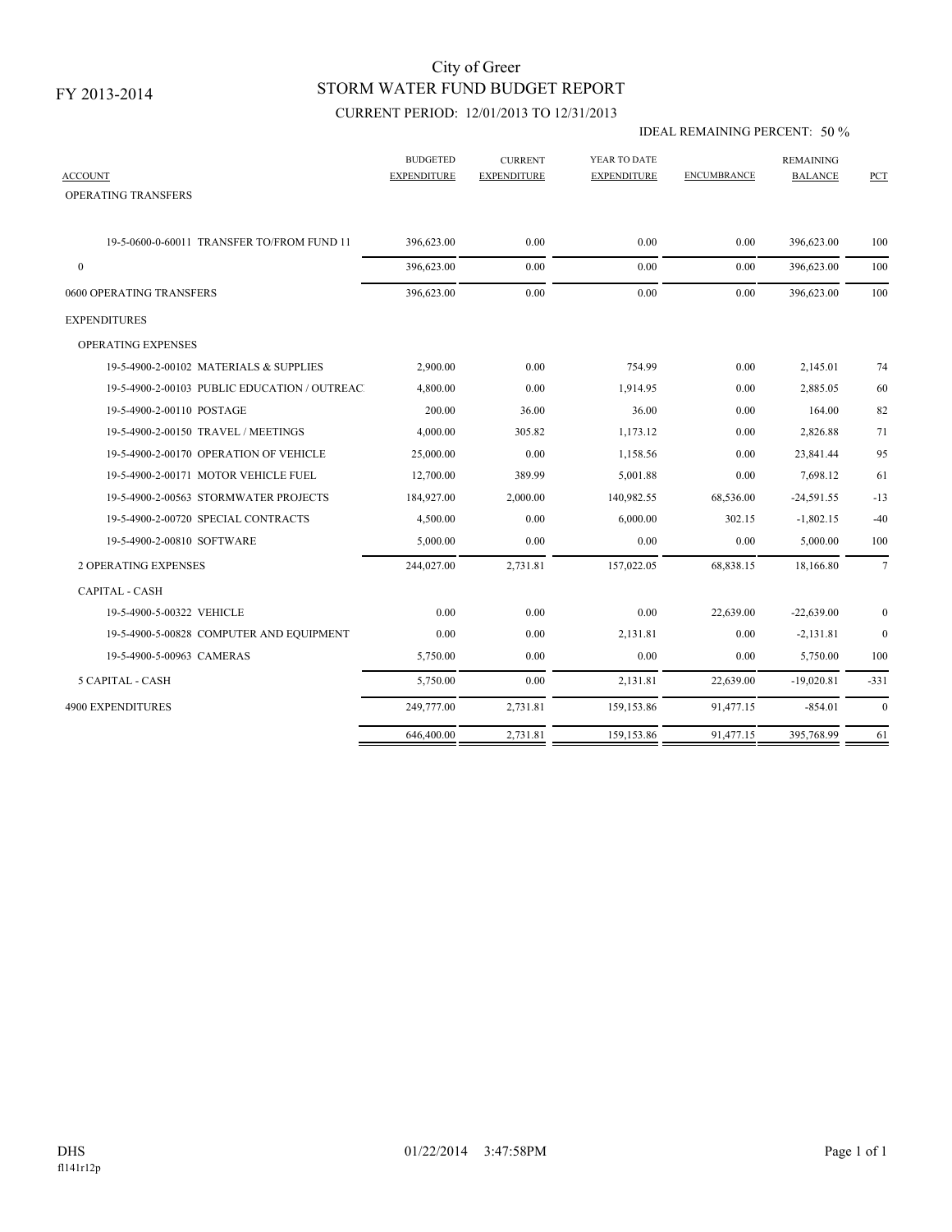FY 2013-2014

# City of Greer
## STORM WATER FUND BUDGET REPORT
### CURRENT PERIOD: 12/01/2013 TO 12/31/2013

IDEAL REMAINING PERCENT: 50 %

| ACCOUNT | BUDGETED EXPENDITURE | CURRENT EXPENDITURE | YEAR TO DATE EXPENDITURE | ENCUMBRANCE | REMAINING BALANCE | PCT |
|---|---|---|---|---|---|---|
| OPERATING TRANSFERS | | | | | | |
| 19-5-0600-0-60011 TRANSFER TO/FROM FUND 11 | 396,623.00 | 0.00 | 0.00 | 0.00 | 396,623.00 | 100 |
| 0 | 396,623.00 | 0.00 | 0.00 | 0.00 | 396,623.00 | 100 |
| 0600 OPERATING TRANSFERS | 396,623.00 | 0.00 | 0.00 | 0.00 | 396,623.00 | 100 |
| EXPENDITURES | | | | | | |
| OPERATING EXPENSES | | | | | | |
| 19-5-4900-2-00102 MATERIALS & SUPPLIES | 2,900.00 | 0.00 | 754.99 | 0.00 | 2,145.01 | 74 |
| 19-5-4900-2-00103 PUBLIC EDUCATION / OUTREAC | 4,800.00 | 0.00 | 1,914.95 | 0.00 | 2,885.05 | 60 |
| 19-5-4900-2-00110 POSTAGE | 200.00 | 36.00 | 36.00 | 0.00 | 164.00 | 82 |
| 19-5-4900-2-00150 TRAVEL / MEETINGS | 4,000.00 | 305.82 | 1,173.12 | 0.00 | 2,826.88 | 71 |
| 19-5-4900-2-00170 OPERATION OF VEHICLE | 25,000.00 | 0.00 | 1,158.56 | 0.00 | 23,841.44 | 95 |
| 19-5-4900-2-00171 MOTOR VEHICLE FUEL | 12,700.00 | 389.99 | 5,001.88 | 0.00 | 7,698.12 | 61 |
| 19-5-4900-2-00563 STORMWATER PROJECTS | 184,927.00 | 2,000.00 | 140,982.55 | 68,536.00 | -24,591.55 | -13 |
| 19-5-4900-2-00720 SPECIAL CONTRACTS | 4,500.00 | 0.00 | 6,000.00 | 302.15 | -1,802.15 | -40 |
| 19-5-4900-2-00810 SOFTWARE | 5,000.00 | 0.00 | 0.00 | 0.00 | 5,000.00 | 100 |
| 2 OPERATING EXPENSES | 244,027.00 | 2,731.81 | 157,022.05 | 68,838.15 | 18,166.80 | 7 |
| CAPITAL - CASH | | | | | | |
| 19-5-4900-5-00322 VEHICLE | 0.00 | 0.00 | 0.00 | 22,639.00 | -22,639.00 | 0 |
| 19-5-4900-5-00828 COMPUTER AND EQUIPMENT | 0.00 | 0.00 | 2,131.81 | 0.00 | -2,131.81 | 0 |
| 19-5-4900-5-00963 CAMERAS | 5,750.00 | 0.00 | 0.00 | 0.00 | 5,750.00 | 100 |
| 5 CAPITAL - CASH | 5,750.00 | 0.00 | 2,131.81 | 22,639.00 | -19,020.81 | -331 |
| 4900 EXPENDITURES | 249,777.00 | 2,731.81 | 159,153.86 | 91,477.15 | -854.01 | 0 |
| | 646,400.00 | 2,731.81 | 159,153.86 | 91,477.15 | 395,768.99 | 61 |

DHS 01/22/2014 3:47:58PM

fl141r12p